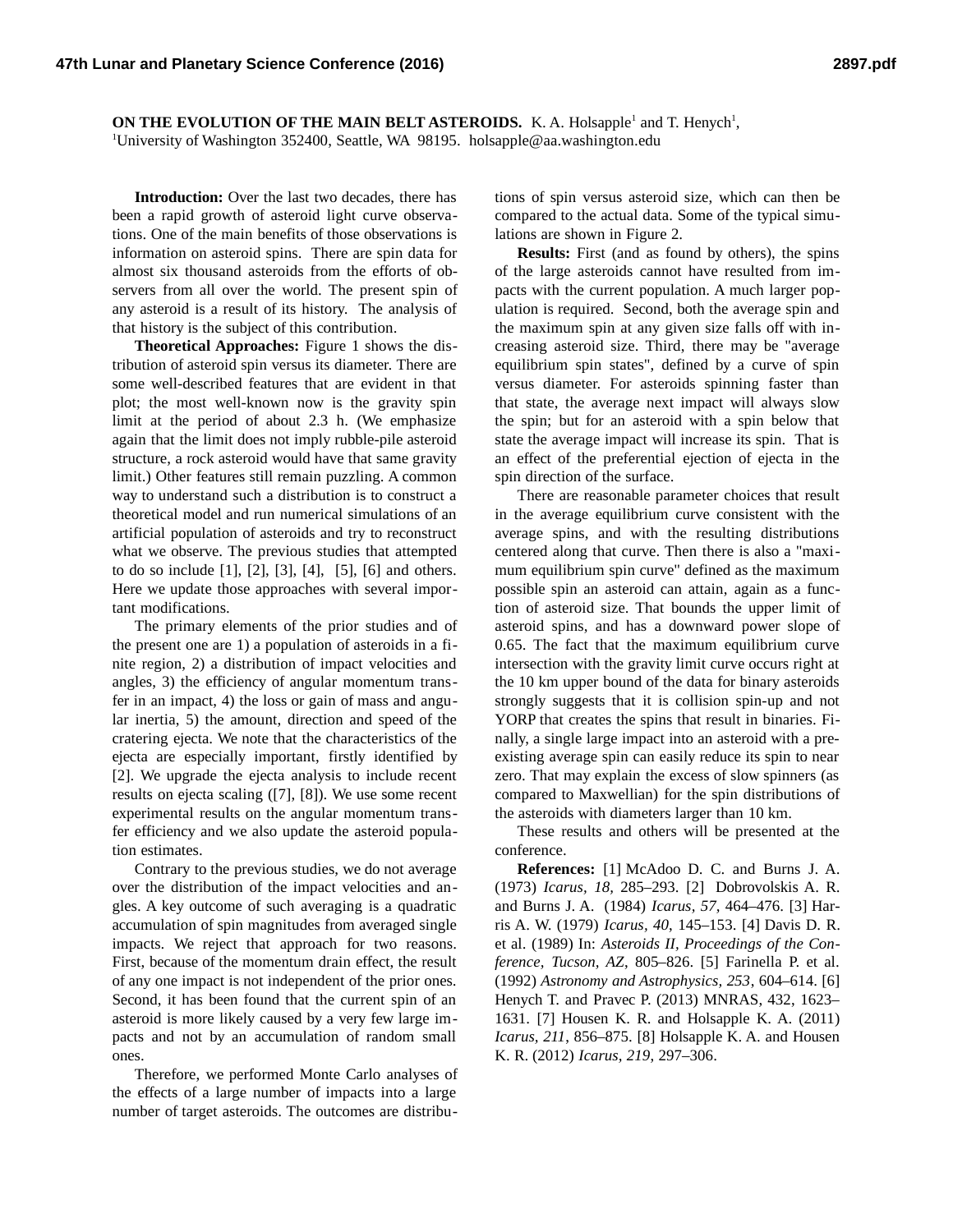# ON THE EVOLUTION OF THE MAIN BELT ASTEROIDS.

K. A. Holsapple[1] and T. Henych[1],
[1]University of Washington 352400, Seattle, WA 98195. holsapple@aa.washington.edu

**Introduction:** Over the last two decades, there has been a rapid growth of asteroid light curve observations. One of the main benefits of those observations is information on asteroid spins. There are spin data for almost six thousand asteroids from the efforts of observers from all over the world. The present spin of any asteroid is a result of its history. The analysis of that history is the subject of this contribution.

**Theoretical Approaches:** Figure 1 shows the distribution of asteroid spin versus its diameter. There are some well-described features that are evident in that plot; the most well-known now is the gravity spin limit at the period of about 2.3 h. (We emphasize again that the limit does not imply rubble-pile asteroid structure, a rock asteroid would have that same gravity limit.) Other features still remain puzzling. A common way to understand such a distribution is to construct a theoretical model and run numerical simulations of an artificial population of asteroids and try to reconstruct what we observe. The previous studies that attempted to do so include [1], [2], [3], [4], [5], [6] and others. Here we update those approaches with several important modifications.

The primary elements of the prior studies and of the present one are 1) a population of asteroids in a finite region, 2) a distribution of impact velocities and angles, 3) the efficiency of angular momentum transfer in an impact, 4) the loss or gain of mass and angular inertia, 5) the amount, direction and speed of the cratering ejecta. We note that the characteristics of the ejecta are especially important, firstly identified by [2]. We upgrade the ejecta analysis to include recent results on ejecta scaling ([7], [8]). We use some recent experimental results on the angular momentum transfer efficiency and we also update the asteroid population estimates.

Contrary to the previous studies, we do not average over the distribution of the impact velocities and angles. A key outcome of such averaging is a quadratic accumulation of spin magnitudes from averaged single impacts. We reject that approach for two reasons. First, because of the momentum drain effect, the result of any one impact is not independent of the prior ones. Second, it has been found that the current spin of an asteroid is more likely caused by a very few large impacts and not by an accumulation of random small ones.

Therefore, we performed Monte Carlo analyses of the effects of a large number of impacts into a large number of target asteroids. The outcomes are distributions of spin versus asteroid size, which can then be compared to the actual data. Some of the typical simulations are shown in Figure 2.

**Results:** First (and as found by others), the spins of the large asteroids cannot have resulted from impacts with the current population. A much larger population is required. Second, both the average spin and the maximum spin at any given size falls off with increasing asteroid size. Third, there may be "average equilibrium spin states", defined by a curve of spin versus diameter. For asteroids spinning faster than that state, the average next impact will always slow the spin; but for an asteroid with a spin below that state the average impact will increase its spin. That is an effect of the preferential ejection of ejecta in the spin direction of the surface.

There are reasonable parameter choices that result in the average equilibrium curve consistent with the average spins, and with the resulting distributions centered along that curve. Then there is also a "maximum equilibrium spin curve" defined as the maximum possible spin an asteroid can attain, again as a function of asteroid size. That bounds the upper limit of asteroid spins, and has a downward power slope of 0.65. The fact that the maximum equilibrium curve intersection with the gravity limit curve occurs right at the 10 km upper bound of the data for binary asteroids strongly suggests that it is collision spin-up and not YORP that creates the spins that result in binaries. Finally, a single large impact into an asteroid with a pre-existing average spin can easily reduce its spin to near zero. That may explain the excess of slow spinners (as compared to Maxwellian) for the spin distributions of the asteroids with diameters larger than 10 km.

These results and others will be presented at the conference.

**References:** [1] McAdoo D. C. and Burns J. A. (1973) *Icarus, 18*, 285–293. [2] Dobrovolskis A. R. and Burns J. A. (1984) *Icarus, 57*, 464–476. [3] Harris A. W. (1979) *Icarus, 40*, 145–153. [4] Davis D. R. et al. (1989) In: *Asteroids II, Proceedings of the Conference, Tucson, AZ*, 805–826. [5] Farinella P. et al. (1992) *Astronomy and Astrophysics, 253*, 604–614. [6] Henych T. and Pravec P. (2013) MNRAS, 432, 1623–1631. [7] Housen K. R. and Holsapple K. A. (2011) *Icarus, 211*, 856–875. [8] Holsapple K. A. and Housen K. R. (2012) *Icarus, 219*, 297–306.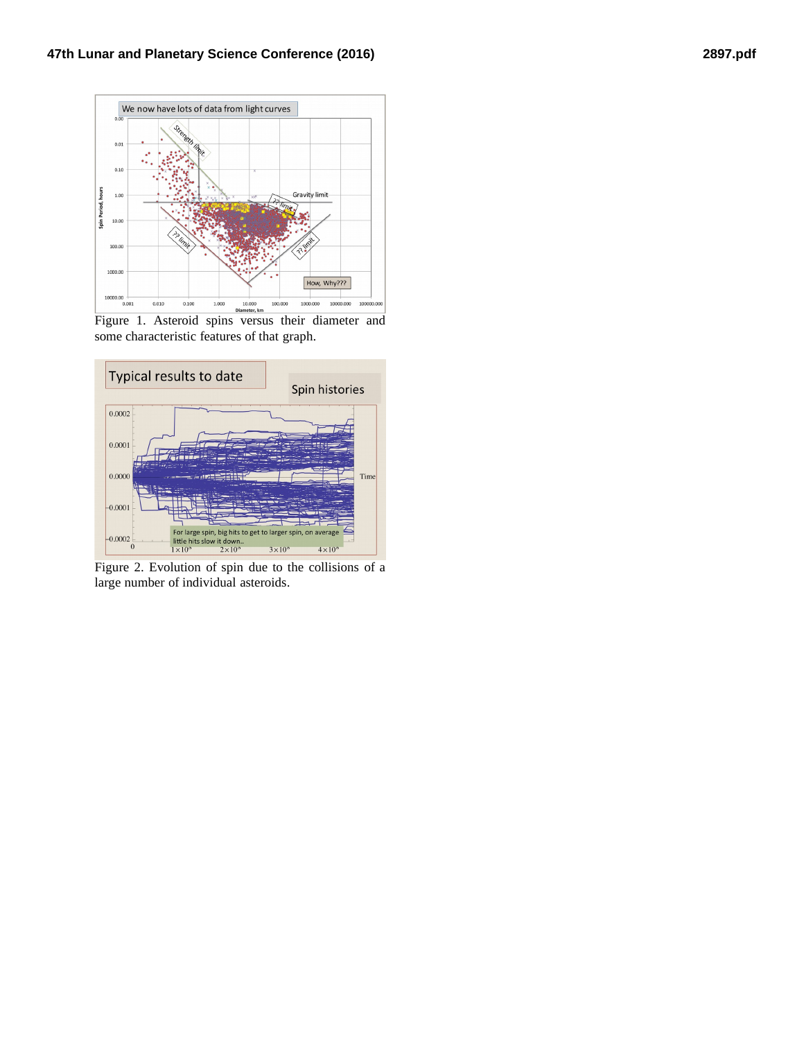We now have lots of data from light curves

0.00

0.01

0.10

1.00

10.00

100.00

1000.00

10000.00

Spin Period, hours

0.001 0.010 0.100 1.000 10.000 100.000 1000.000 10000.000 100000.000

Diameter, km

Strength limit

Gravity limit

?? limit

?? limit

?? limit

How, Why???

Figure 1. Asteroid spins versus their diameter and some characteristic features of that graph.

Typical results to date

Spin histories

0.0002

0.0001

0.0000

-0.0001

-0.0002

0

Time

For large spin, big hits to get to larger spin, on average little hits slow it down..

$1\times10^{9}$ $2\times10^{9}$ $3\times10^{9}$ $4\times10^{9}$

Figure 2. Evolution of spin due to the collisions of a large number of individual asteroids.